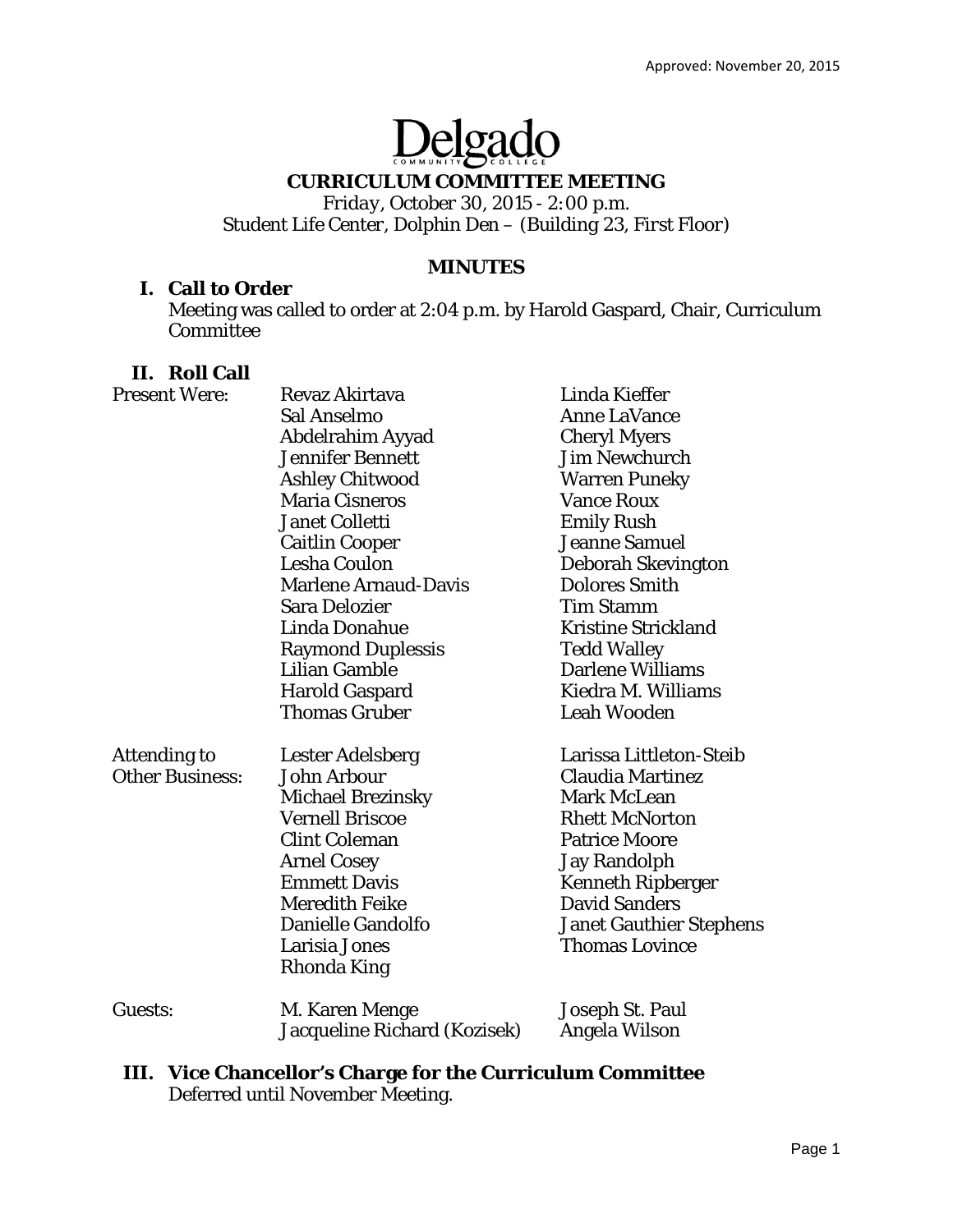Approved: November 20, 2015

Delgado
COMMUNITY COLLEGE

# CURRICULUM COMMITTEE MEETING

Friday, October 30, 2015 - 2:00 p.m.
Student Life Center, Dolphin Den – (Building 23, First Floor)

## MINUTES

### I. Call to Order

Meeting was called to order at 2:04 p.m. by Harold Gaspard, Chair, Curriculum Committee

### II. Roll Call

| | | |
|---|---|---|
| Present Were: | Revaz Akirtava | Linda Kieffer |
| | Sal Anselmo | Anne LaVance |
| | Abdelrahim Ayyad | Cheryl Myers |
| | Jennifer Bennett | Jim Newchurch |
| | Ashley Chitwood | Warren Puneky |
| | Maria Cisneros | Vance Roux |
| | Janet Colletti | Emily Rush |
| | Caitlin Cooper | Jeanne Samuel |
| | Lesha Coulon | Deborah Skevington |
| | Marlene Arnaud-Davis | Dolores Smith |
| | Sara Delozier | Tim Stamm |
| | Linda Donahue | Kristine Strickland |
| | Raymond Duplessis | Tedd Walley |
| | Lilian Gamble | Darlene Williams |
| | Harold Gaspard | Kiedra M. Williams |
| | Thomas Gruber | Leah Wooden |
| Attending to Other Business: | Lester Adelsberg | Larissa Littleton-Steib |
| | John Arbour | Claudia Martinez |
| | Michael Brezinsky | Mark McLean |
| | Vernell Briscoe | Rhett McNorton |
| | Clint Coleman | Patrice Moore |
| | Arnel Cosey | Jay Randolph |
| | Emmett Davis | Kenneth Ripberger |
| | Meredith Feike | David Sanders |
| | Danielle Gandolfo | Janet Gauthier Stephens |
| | Larisia Jones | Thomas Lovince |
| | Rhonda King | |
| Guests: | M. Karen Menge | Joseph St. Paul |
| | Jacqueline Richard (Kozisek) | Angela Wilson |

### III. Vice Chancellor's Charge for the Curriculum Committee

Deferred until November Meeting.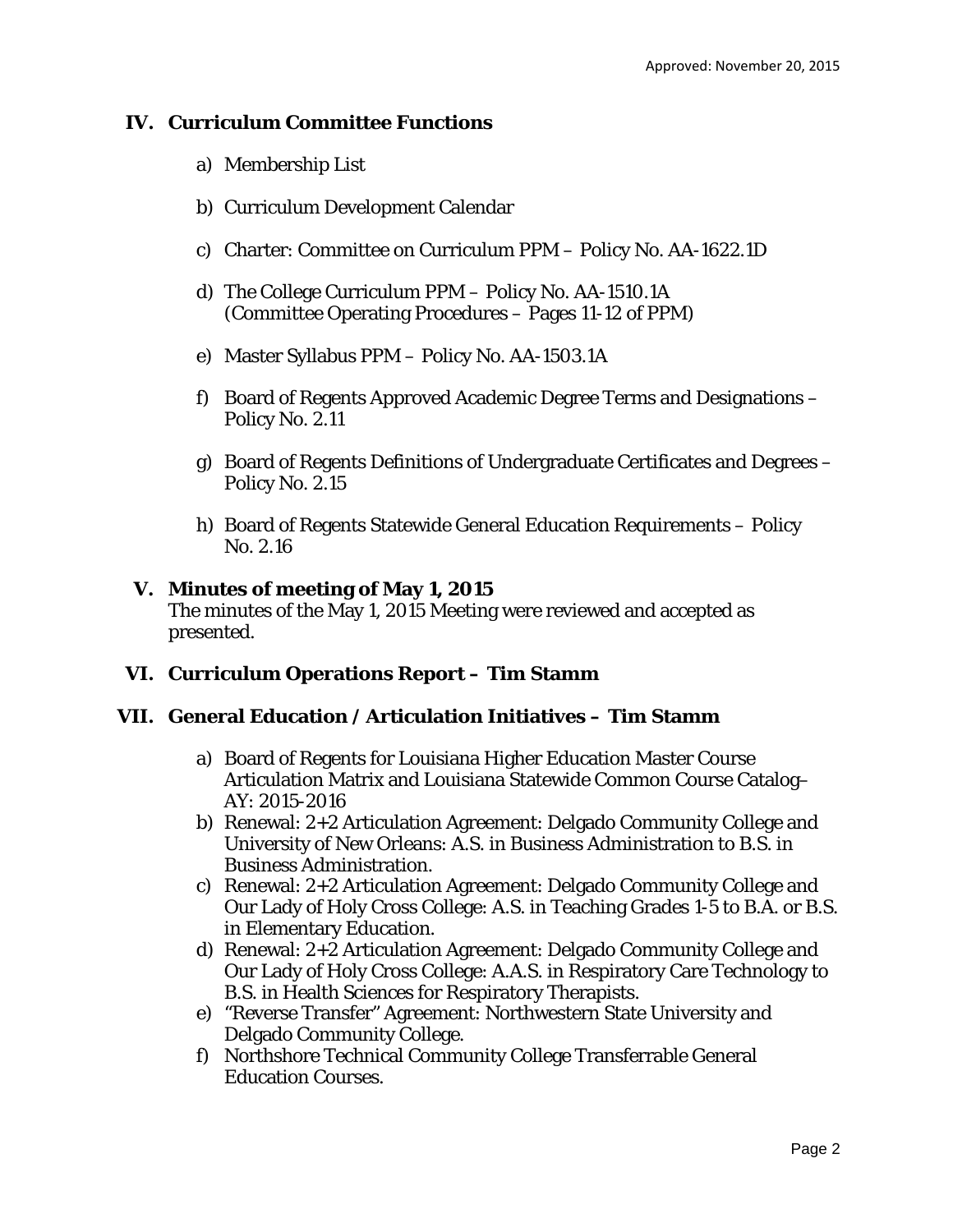Approved: November 20, 2015

## IV. Curriculum Committee Functions

a) Membership List

b) Curriculum Development Calendar

c) Charter: Committee on Curriculum PPM – Policy No. AA-1622.1D

d) The College Curriculum PPM – Policy No. AA-1510.1A (Committee Operating Procedures – Pages 11-12 of PPM)

e) Master Syllabus PPM – Policy No. AA-1503.1A

f) Board of Regents Approved Academic Degree Terms and Designations – Policy No. 2.11

g) Board of Regents Definitions of Undergraduate Certificates and Degrees – Policy No. 2.15

h) Board of Regents Statewide General Education Requirements – Policy No. 2.16

## V. Minutes of meeting of May 1, 2015

The minutes of the May 1, 2015 Meeting were reviewed and accepted as presented.

## VI. Curriculum Operations Report – Tim Stamm

## VII. General Education / Articulation Initiatives – Tim Stamm

a) Board of Regents for Louisiana Higher Education Master Course Articulation Matrix and Louisiana Statewide Common Course Catalog– AY: 2015-2016
b) Renewal: 2+2 Articulation Agreement: Delgado Community College and University of New Orleans: A.S. in Business Administration to B.S. in Business Administration.
c) Renewal: 2+2 Articulation Agreement: Delgado Community College and Our Lady of Holy Cross College: A.S. in Teaching Grades 1-5 to B.A. or B.S. in Elementary Education.
d) Renewal: 2+2 Articulation Agreement: Delgado Community College and Our Lady of Holy Cross College: A.A.S. in Respiratory Care Technology to B.S. in Health Sciences for Respiratory Therapists.
e) "Reverse Transfer" Agreement: Northwestern State University and Delgado Community College.
f) Northshore Technical Community College Transferrable General Education Courses.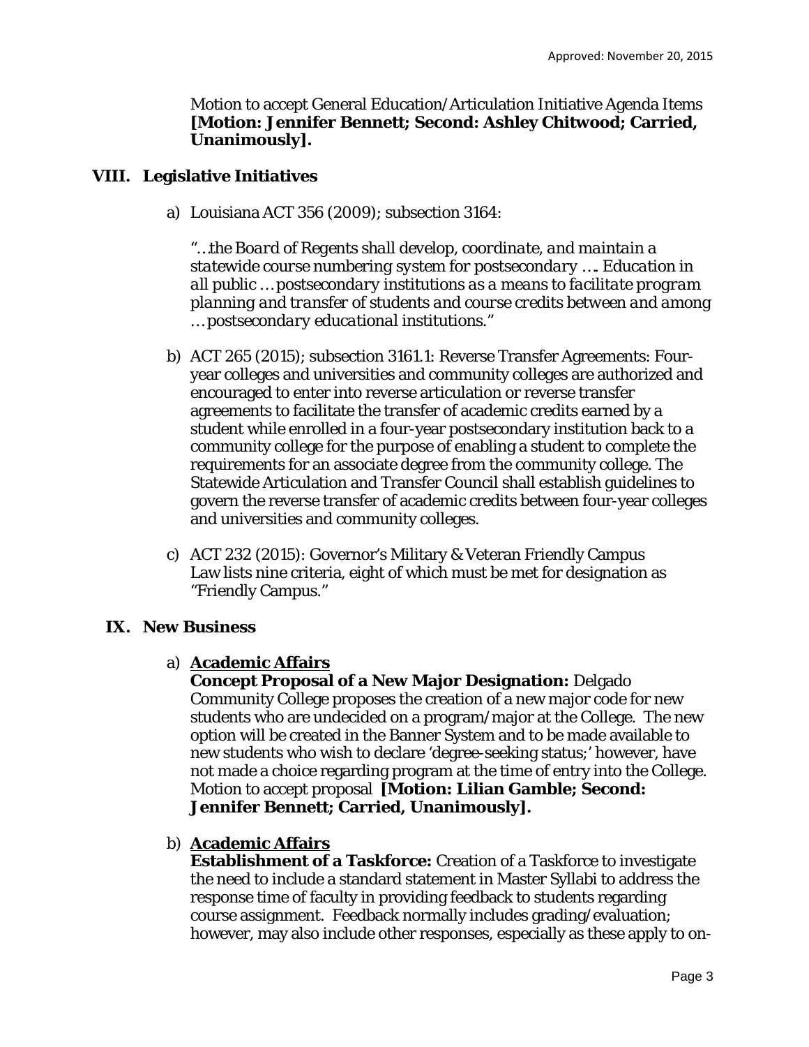Motion to accept General Education/Articulation Initiative Agenda Items **[Motion: Jennifer Bennett; Second: Ashley Chitwood; Carried, Unanimously].**

## VIII. Legislative Initiatives

a) Louisiana ACT 356 (2009); subsection 3164:

*"…the Board of Regents shall develop, coordinate, and maintain a statewide course numbering system for postsecondary …. Education in all public …postsecondary institutions as a means to facilitate program planning and transfer of students and course credits between and among …postsecondary educational institutions."*

b) ACT 265 (2015); subsection 3161.1: Reverse Transfer Agreements: Four-year colleges and universities and community colleges are authorized and encouraged to enter into reverse articulation or reverse transfer agreements to facilitate the transfer of academic credits earned by a student while enrolled in a four-year postsecondary institution back to a community college for the purpose of enabling a student to complete the requirements for an associate degree from the community college. The Statewide Articulation and Transfer Council shall establish guidelines to govern the reverse transfer of academic credits between four-year colleges and universities and community colleges.

c) ACT 232 (2015): Governor's Military & Veteran Friendly Campus Law lists nine criteria, eight of which must be met for designation as "Friendly Campus."

## IX. New Business

a) **Academic Affairs**
**Concept Proposal of a New Major Designation:** Delgado Community College proposes the creation of a new major code for new students who are undecided on a program/major at the College. The new option will be created in the Banner System and to be made available to new students who wish to declare 'degree-seeking status;' however, have not made a choice regarding program at the time of entry into the College. Motion to accept proposal **[Motion: Lilian Gamble; Second: Jennifer Bennett; Carried, Unanimously].**

b) **Academic Affairs**
**Establishment of a Taskforce:** Creation of a Taskforce to investigate the need to include a standard statement in Master Syllabi to address the response time of faculty in providing feedback to students regarding course assignment. Feedback normally includes grading/evaluation; however, may also include other responses, especially as these apply to on-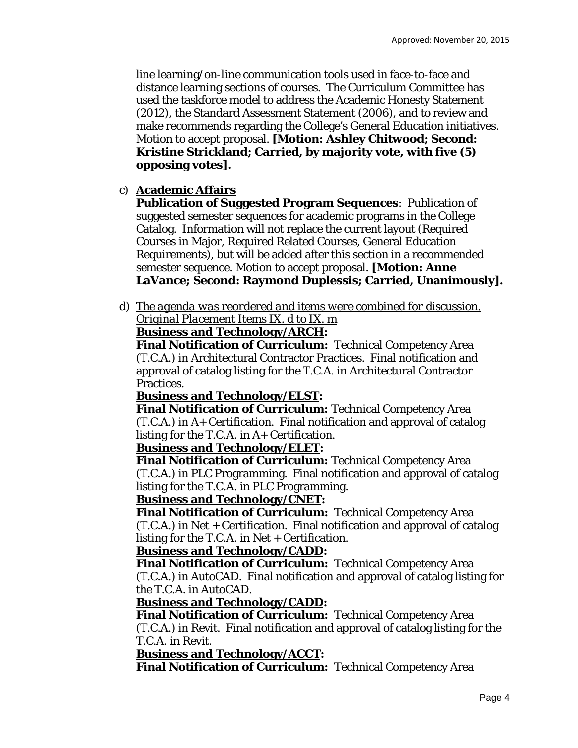line learning/on-line communication tools used in face-to-face and distance learning sections of courses. The Curriculum Committee has used the taskforce model to address the Academic Honesty Statement (2012), the Standard Assessment Statement (2006), and to review and make recommends regarding the College's General Education initiatives. Motion to accept proposal. **[Motion: Ashley Chitwood; Second: Kristine Strickland; Carried, by majority vote, with five (5) opposing votes].**

c) **<u>Academic Affairs</u>**
**Publication of Suggested Program Sequences**: Publication of suggested semester sequences for academic programs in the College Catalog. Information will not replace the current layout (Required Courses in Major, Required Related Courses, General Education Requirements), but will be added after this section in a recommended semester sequence. Motion to accept proposal. **[Motion: Anne LaVance; Second: Raymond Duplessis; Carried, Unanimously].**

d) <u>*The agenda was reordered and items were combined for discussion. Original Placement Items IX. d to IX. m*</u>
**<u>Business and Technology/ARCH</u>:**
**Final Notification of Curriculum:** Technical Competency Area (T.C.A.) in Architectural Contractor Practices. Final notification and approval of catalog listing for the T.C.A. in Architectural Contractor Practices.
**<u>Business and Technology/ELST</u>:**
**Final Notification of Curriculum:** Technical Competency Area (T.C.A.) in A+ Certification. Final notification and approval of catalog listing for the T.C.A. in A+ Certification.
**<u>Business and Technology/ELET</u>:**
**Final Notification of Curriculum:** Technical Competency Area (T.C.A.) in PLC Programming. Final notification and approval of catalog listing for the T.C.A. in PLC Programming.
**<u>Business and Technology/CNET</u>:**
**Final Notification of Curriculum:** Technical Competency Area (T.C.A.) in Net + Certification. Final notification and approval of catalog listing for the T.C.A. in Net + Certification.
**<u>Business and Technology/CADD</u>:**
**Final Notification of Curriculum:** Technical Competency Area (T.C.A.) in AutoCAD. Final notification and approval of catalog listing for the T.C.A. in AutoCAD.
**<u>Business and Technology/CADD</u>:**
**Final Notification of Curriculum:** Technical Competency Area (T.C.A.) in Revit. Final notification and approval of catalog listing for the T.C.A. in Revit.
**<u>Business and Technology/ACCT</u>:**
**Final Notification of Curriculum:** Technical Competency Area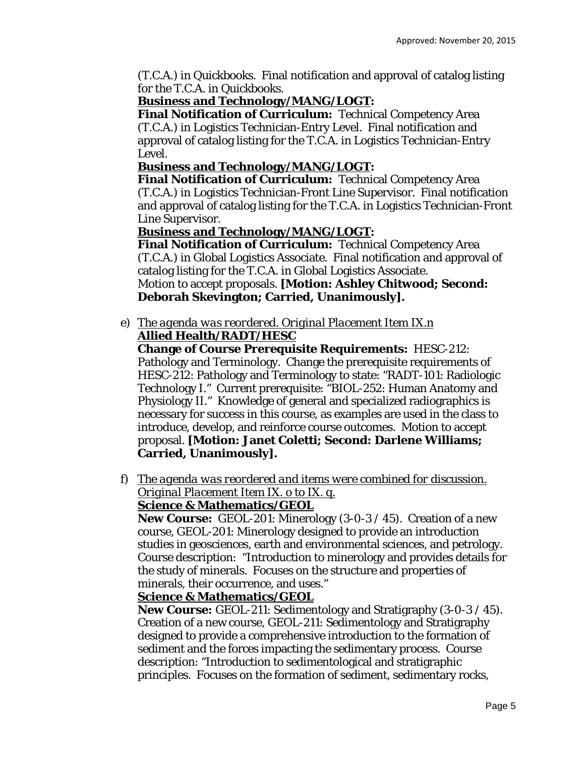(T.C.A.) in Quickbooks. Final notification and approval of catalog listing for the T.C.A. in Quickbooks.

**<u>Business and Technology/MANG/LOGT:</u>**
**Final Notification of Curriculum:** Technical Competency Area (T.C.A.) in Logistics Technician-Entry Level. Final notification and approval of catalog listing for the T.C.A. in Logistics Technician-Entry Level.

**<u>Business and Technology/MANG/LOGT:</u>**
**Final Notification of Curriculum:** Technical Competency Area (T.C.A.) in Logistics Technician-Front Line Supervisor. Final notification and approval of catalog listing for the T.C.A. in Logistics Technician-Front Line Supervisor.

**<u>Business and Technology/MANG/LOGT:</u>**
**Final Notification of Curriculum:** Technical Competency Area (T.C.A.) in Global Logistics Associate. Final notification and approval of catalog listing for the T.C.A. in Global Logistics Associate.
Motion to accept proposals. **[Motion: Ashley Chitwood; Second: Deborah Skevington; Carried, Unanimously].**

e) <u>*The agenda was reordered. Original Placement Item IX.n*</u>
**<u>Allied Health/RADT/HESC</u>**
**Change of Course Prerequisite Requirements:** HESC-212: Pathology and Terminology. Change the prerequisite requirements of HESC-212: Pathology and Terminology to state: "RADT-101: Radiologic Technology I." Current prerequisite: "BIOL-252: Human Anatomy and Physiology II." Knowledge of general and specialized radiographics is necessary for success in this course, as examples are used in the class to introduce, develop, and reinforce course outcomes. Motion to accept proposal. **[Motion: Janet Coletti; Second: Darlene Williams; Carried, Unanimously].**

f) <u>*The agenda was reordered and items were combined for discussion. Original Placement Item IX. o to IX. q.*</u>
**<u>Science & Mathematics/GEOL</u>**
**New Course:** GEOL-201: Minerology (3-0-3 / 45). Creation of a new course, GEOL-201: Minerology designed to provide an introduction studies in geosciences, earth and environmental sciences, and petrology. Course description: "Introduction to minerology and provides details for the study of minerals. Focuses on the structure and properties of minerals, their occurrence, and uses."

**<u>Science & Mathematics/GEOL</u>**
**New Course:** GEOL-211: Sedimentology and Stratigraphy (3-0-3 / 45). Creation of a new course, GEOL-211: Sedimentology and Stratigraphy designed to provide a comprehensive introduction to the formation of sediment and the forces impacting the sedimentary process. Course description: "Introduction to sedimentological and stratigraphic principles. Focuses on the formation of sediment, sedimentary rocks,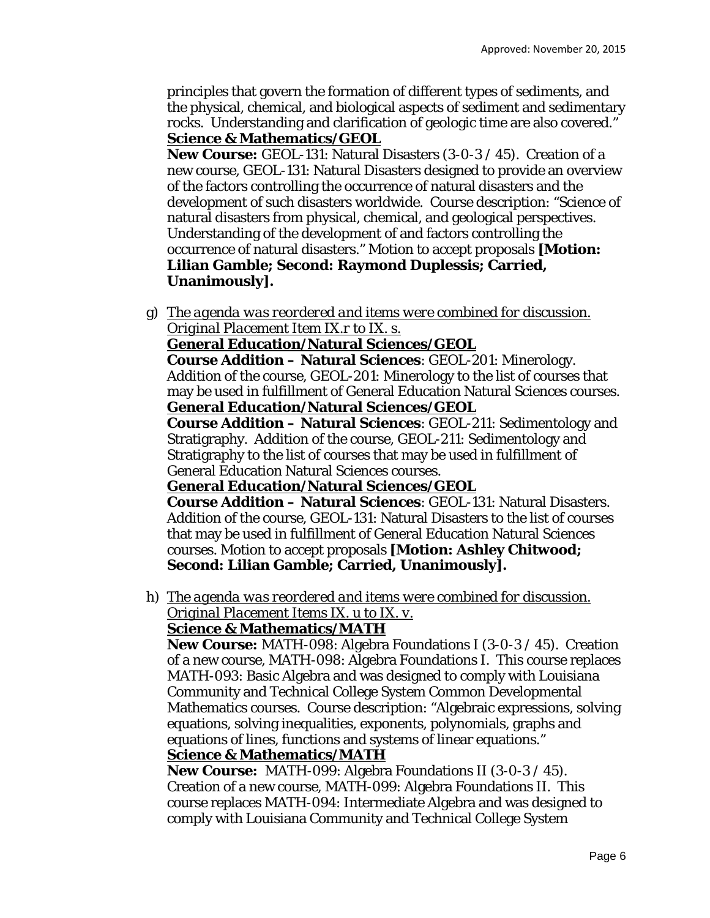principles that govern the formation of different types of sediments, and the physical, chemical, and biological aspects of sediment and sedimentary rocks. Understanding and clarification of geologic time are also covered."

**Science & Mathematics/GEOL**

**New Course:** GEOL-131: Natural Disasters (3-0-3 / 45). Creation of a new course, GEOL-131: Natural Disasters designed to provide an overview of the factors controlling the occurrence of natural disasters and the development of such disasters worldwide. Course description: "Science of natural disasters from physical, chemical, and geological perspectives. Understanding of the development of and factors controlling the occurrence of natural disasters." Motion to accept proposals **[Motion: Lilian Gamble; Second: Raymond Duplessis; Carried, Unanimously].**

g) *The agenda was reordered and items were combined for discussion. Original Placement Item IX.r to IX. s.*

**General Education/Natural Sciences/GEOL**

**Course Addition – Natural Sciences**: GEOL-201: Minerology. Addition of the course, GEOL-201: Minerology to the list of courses that may be used in fulfillment of General Education Natural Sciences courses.

**General Education/Natural Sciences/GEOL**

**Course Addition – Natural Sciences**: GEOL-211: Sedimentology and Stratigraphy. Addition of the course, GEOL-211: Sedimentology and Stratigraphy to the list of courses that may be used in fulfillment of General Education Natural Sciences courses.

**General Education/Natural Sciences/GEOL**

**Course Addition – Natural Sciences**: GEOL-131: Natural Disasters. Addition of the course, GEOL-131: Natural Disasters to the list of courses that may be used in fulfillment of General Education Natural Sciences courses. Motion to accept proposals **[Motion: Ashley Chitwood; Second: Lilian Gamble; Carried, Unanimously].**

h) *The agenda was reordered and items were combined for discussion. Original Placement Items IX. u to IX. v.*

**Science & Mathematics/MATH**

**New Course:** MATH-098: Algebra Foundations I (3-0-3 / 45). Creation of a new course, MATH-098: Algebra Foundations I. This course replaces MATH-093: Basic Algebra and was designed to comply with Louisiana Community and Technical College System Common Developmental Mathematics courses. Course description: "Algebraic expressions, solving equations, solving inequalities, exponents, polynomials, graphs and equations of lines, functions and systems of linear equations."

**Science & Mathematics/MATH**

**New Course:** MATH-099: Algebra Foundations II (3-0-3 / 45). Creation of a new course, MATH-099: Algebra Foundations II. This course replaces MATH-094: Intermediate Algebra and was designed to comply with Louisiana Community and Technical College System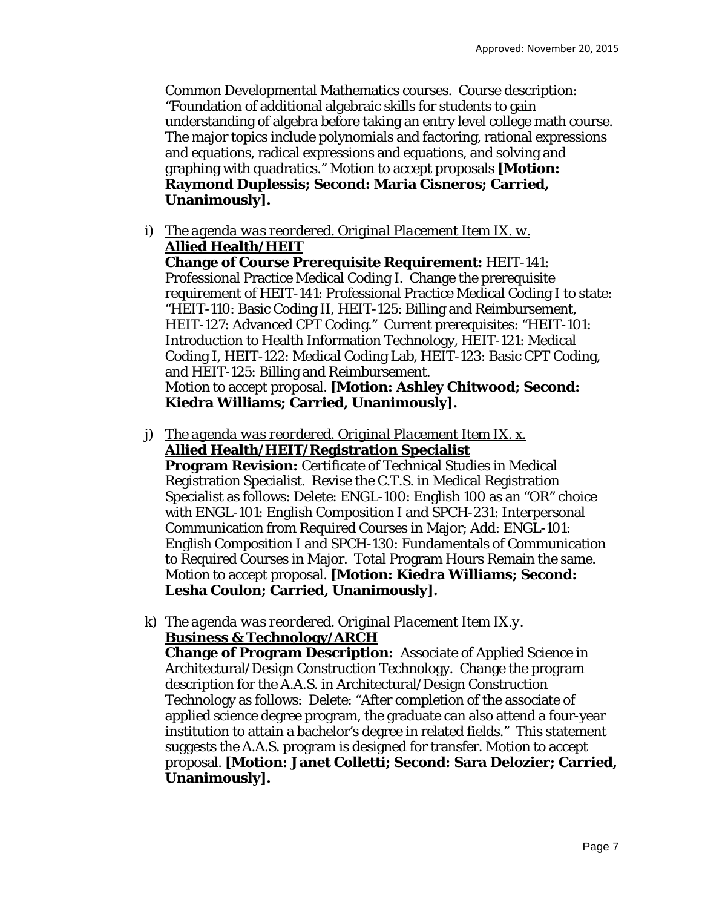Common Developmental Mathematics courses. Course description: "Foundation of additional algebraic skills for students to gain understanding of algebra before taking an entry level college math course. The major topics include polynomials and factoring, rational expressions and equations, radical expressions and equations, and solving and graphing with quadratics." Motion to accept proposals **[Motion: Raymond Duplessis; Second: Maria Cisneros; Carried, Unanimously].**

i) *The agenda was reordered. Original Placement Item IX. w.*
**Allied Health/HEIT**
**Change of Course Prerequisite Requirement:** HEIT-141: Professional Practice Medical Coding I. Change the prerequisite requirement of HEIT-141: Professional Practice Medical Coding I to state: "HEIT-110: Basic Coding II, HEIT-125: Billing and Reimbursement, HEIT-127: Advanced CPT Coding." Current prerequisites: "HEIT-101: Introduction to Health Information Technology, HEIT-121: Medical Coding I, HEIT-122: Medical Coding Lab, HEIT-123: Basic CPT Coding, and HEIT-125: Billing and Reimbursement.
Motion to accept proposal. **[Motion: Ashley Chitwood; Second: Kiedra Williams; Carried, Unanimously].**

j) *The agenda was reordered. Original Placement Item IX. x.*
**Allied Health/HEIT/Registration Specialist**
**Program Revision:** Certificate of Technical Studies in Medical Registration Specialist. Revise the C.T.S. in Medical Registration Specialist as follows: Delete: ENGL-100: English 100 as an "OR" choice with ENGL-101: English Composition I and SPCH-231: Interpersonal Communication from Required Courses in Major; Add: ENGL-101: English Composition I and SPCH-130: Fundamentals of Communication to Required Courses in Major. Total Program Hours Remain the same. Motion to accept proposal. **[Motion: Kiedra Williams; Second: Lesha Coulon; Carried, Unanimously].**

k) *The agenda was reordered. Original Placement Item IX.y.*
**Business & Technology/ARCH**
**Change of Program Description:** Associate of Applied Science in Architectural/Design Construction Technology. Change the program description for the A.A.S. in Architectural/Design Construction Technology as follows: Delete: "After completion of the associate of applied science degree program, the graduate can also attend a four-year institution to attain a bachelor's degree in related fields." This statement suggests the A.A.S. program is designed for transfer. Motion to accept proposal. **[Motion: Janet Colletti; Second: Sara Delozier; Carried, Unanimously].**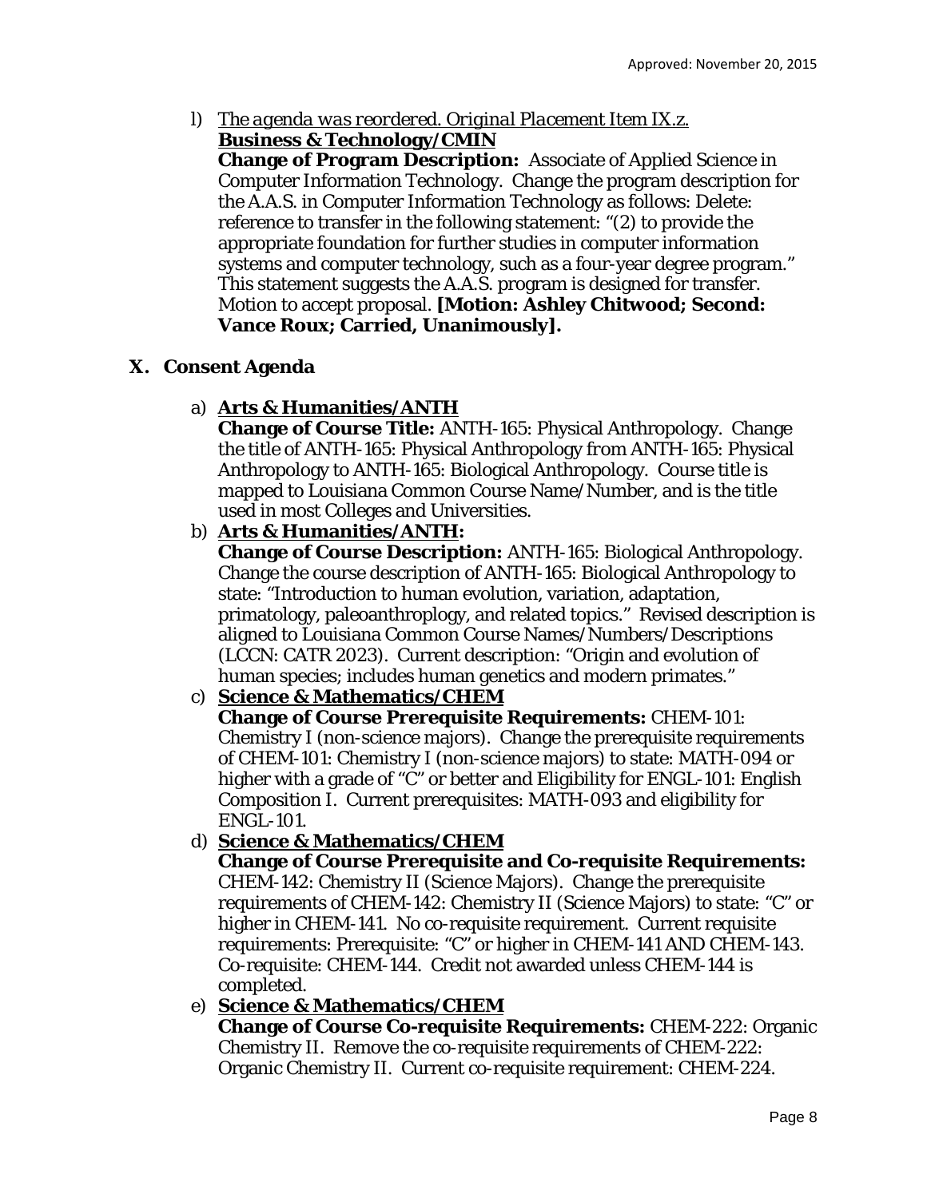l) *The agenda was reordered. Original Placement Item IX.z.*
   **Business & Technology/CMIN**
   **Change of Program Description:** Associate of Applied Science in Computer Information Technology. Change the program description for the A.A.S. in Computer Information Technology as follows: Delete: reference to transfer in the following statement: "(2) to provide the appropriate foundation for further studies in computer information systems and computer technology, such as a four-year degree program." This statement suggests the A.A.S. program is designed for transfer. Motion to accept proposal. **[Motion: Ashley Chitwood; Second: Vance Roux; Carried, Unanimously].**

## X. Consent Agenda

a) **Arts & Humanities/ANTH**
   **Change of Course Title:** ANTH-165: Physical Anthropology. Change the title of ANTH-165: Physical Anthropology *from* ANTH-165: Physical Anthropology to ANTH-165: Biological Anthropology. Course title is mapped to Louisiana Common Course Name/Number, and is the title used in most Colleges and Universities.

b) **Arts & Humanities/ANTH:**
   **Change of Course Description:** ANTH-165: Biological Anthropology. Change the course description of ANTH-165: Biological Anthropology to state: "Introduction to human evolution, variation, adaptation, primatology, paleoanthroplogy, and related topics." Revised description is aligned to Louisiana Common Course Names/Numbers/Descriptions (LCCN: CATR 2023). Current description: "Origin and evolution of human species; includes human genetics and modern primates."

c) **Science & Mathematics/CHEM**
   **Change of Course Prerequisite Requirements:** CHEM-101: Chemistry I (non-science majors). Change the prerequisite requirements of CHEM-101: Chemistry I (non-science majors) to state: MATH-094 or higher with a grade of "C" or better and Eligibility for ENGL-101: English Composition I. Current prerequisites: MATH-093 and eligibility for ENGL-101.

d) **Science & Mathematics/CHEM**
   **Change of Course Prerequisite and Co-requisite Requirements:** CHEM-142: Chemistry II (Science Majors). Change the prerequisite requirements of CHEM-142: Chemistry II (Science Majors) to state: "C" or higher in CHEM-141. No co-requisite requirement. Current requisite requirements: Prerequisite: "C" or higher in CHEM-141 AND CHEM-143. Co-requisite: CHEM-144. Credit not awarded unless CHEM-144 is completed.

e) **Science & Mathematics/CHEM**
   **Change of Course Co-requisite Requirements:** CHEM-222: Organic Chemistry II. Remove the co-requisite requirements of CHEM-222: Organic Chemistry II. Current co-requisite requirement: CHEM-224.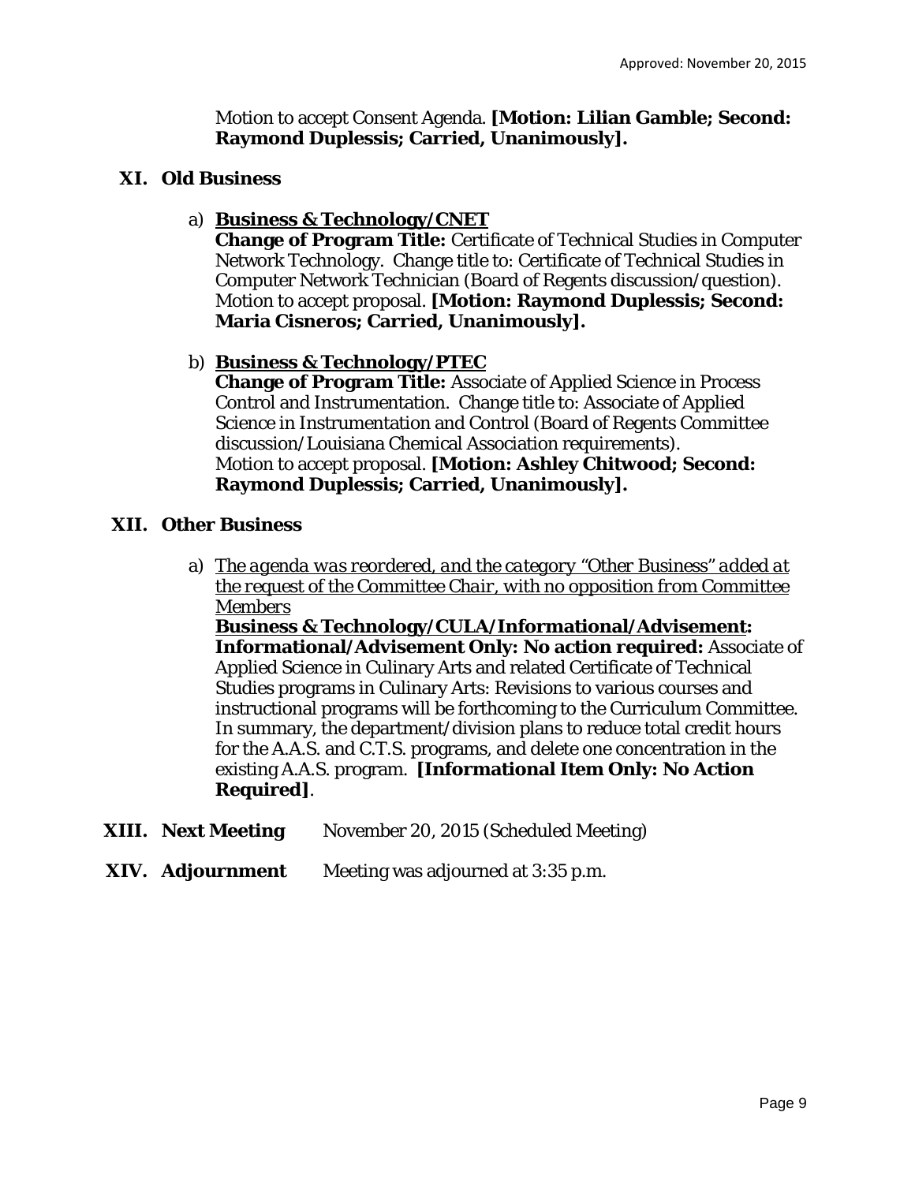Approved: November 20, 2015

Motion to accept Consent Agenda. **[Motion: Lilian Gamble; Second: Raymond Duplessis; Carried, Unanimously].**

## XI. Old Business

a) **Business & Technology/CNET**
**Change of Program Title:** Certificate of Technical Studies in Computer Network Technology. Change title to: Certificate of Technical Studies in Computer Network Technician (Board of Regents discussion/question). Motion to accept proposal. **[Motion: Raymond Duplessis; Second: Maria Cisneros; Carried, Unanimously].**

b) **Business & Technology/PTEC**
**Change of Program Title:** Associate of Applied Science in Process Control and Instrumentation. Change title to: Associate of Applied Science in Instrumentation and Control (Board of Regents Committee discussion/Louisiana Chemical Association requirements). Motion to accept proposal. **[Motion: Ashley Chitwood; Second: Raymond Duplessis; Carried, Unanimously].**

## XII. Other Business

a) *The agenda was reordered, and the category "Other Business" added at the request of the Committee Chair, with no opposition from Committee Members*
**Business & Technology/CULA/Informational/Advisement: Informational/Advisement Only: No action required:** Associate of Applied Science in Culinary Arts and related Certificate of Technical Studies programs in Culinary Arts: Revisions to various courses and instructional programs will be forthcoming to the Curriculum Committee. In summary, the department/division plans to reduce total credit hours for the A.A.S. and C.T.S. programs, and delete one concentration in the existing A.A.S. program. **[Informational Item Only: No Action Required]**.

**XIII. Next Meeting** November 20, 2015 (Scheduled Meeting)

**XIV. Adjournment** Meeting was adjourned at 3:35 p.m.